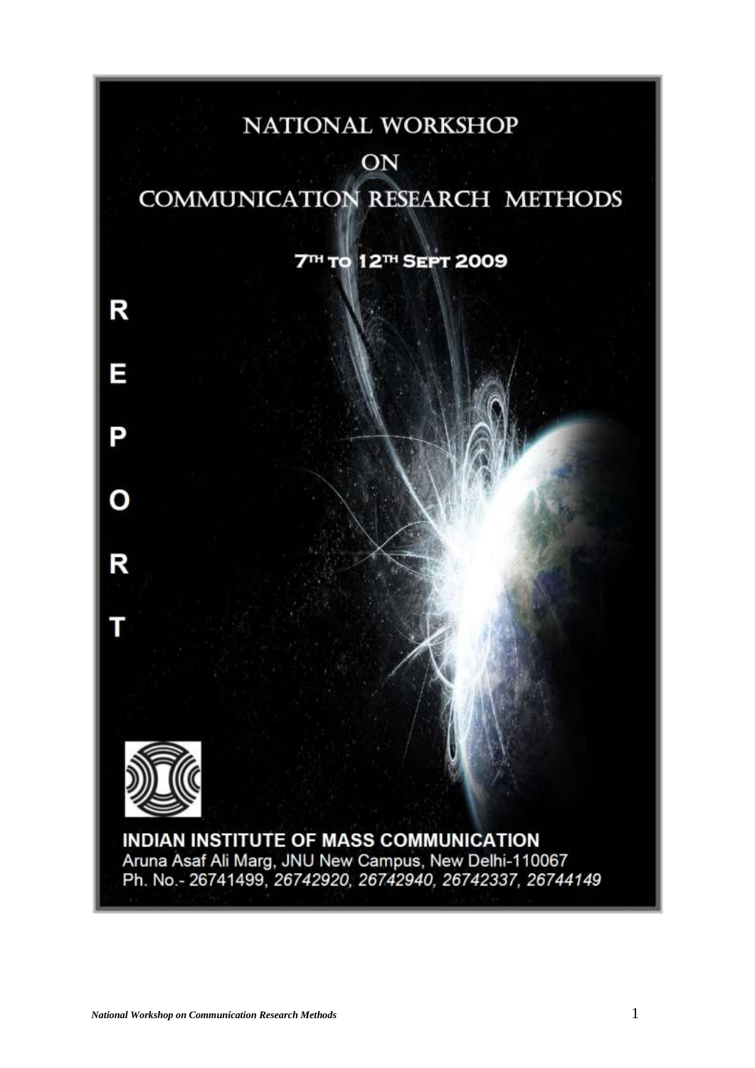# NATIONAL WORKSHOP ON COMMUNICATION RESEARCH METHODS

**7TH TO 12TH SEPT 2009**

**REPORT**

**INDIAN INSTITUTE OF MASS COMMUNICATION**

Aruna Asaf Ali Marg, JNU New Campus, New Delhi-110067

Ph. No.- 26741499, 26742920, 26742940, 26742337, 26744149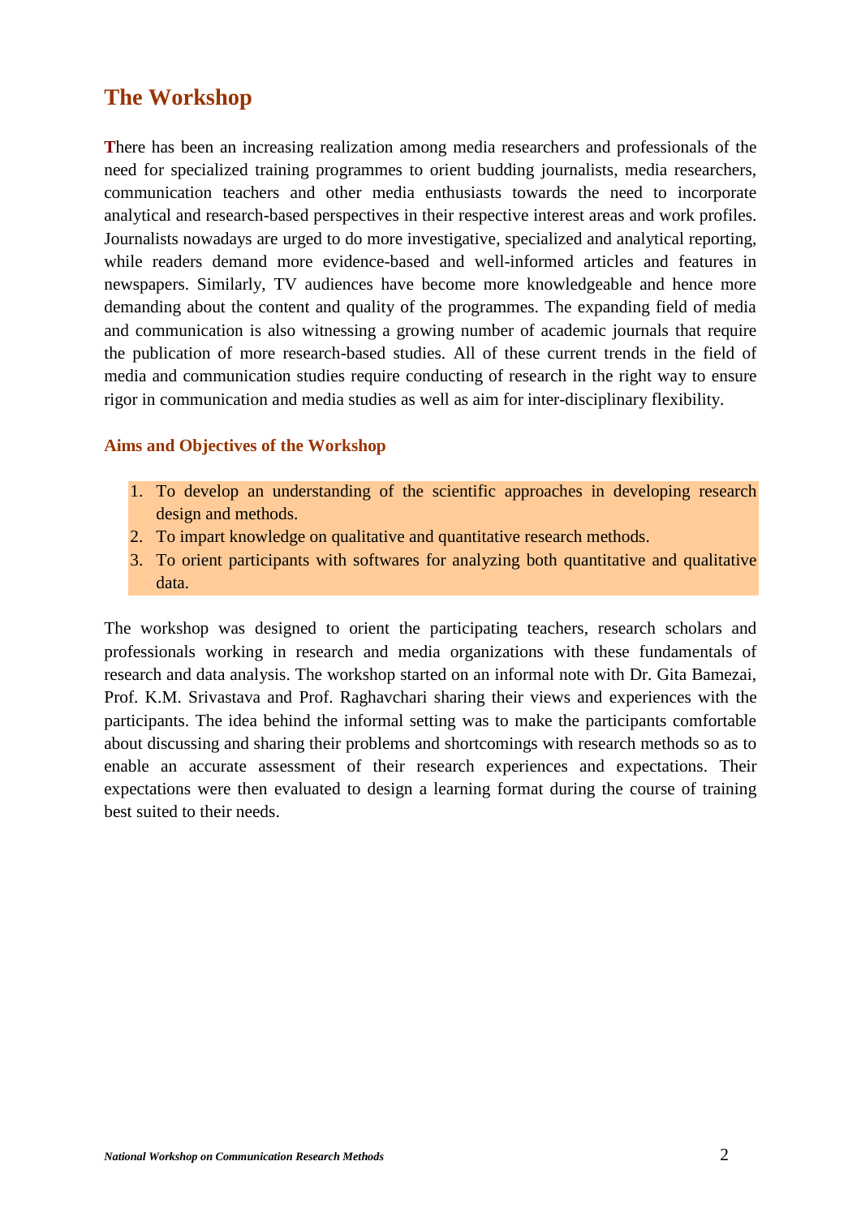## The Workshop

There has been an increasing realization among media researchers and professionals of the need for specialized training programmes to orient budding journalists, media researchers, communication teachers and other media enthusiasts towards the need to incorporate analytical and research-based perspectives in their respective interest areas and work profiles. Journalists nowadays are urged to do more investigative, specialized and analytical reporting, while readers demand more evidence-based and well-informed articles and features in newspapers. Similarly, TV audiences have become more knowledgeable and hence more demanding about the content and quality of the programmes. The expanding field of media and communication is also witnessing a growing number of academic journals that require the publication of more research-based studies. All of these current trends in the field of media and communication studies require conducting of research in the right way to ensure rigor in communication and media studies as well as aim for inter-disciplinary flexibility.

### Aims and Objectives of the Workshop

1. To develop an understanding of the scientific approaches in developing research design and methods.
2. To impart knowledge on qualitative and quantitative research methods.
3. To orient participants with softwares for analyzing both quantitative and qualitative data.

The workshop was designed to orient the participating teachers, research scholars and professionals working in research and media organizations with these fundamentals of research and data analysis. The workshop started on an informal note with Dr. Gita Bamezai, Prof. K.M. Srivastava and Prof. Raghavchari sharing their views and experiences with the participants. The idea behind the informal setting was to make the participants comfortable about discussing and sharing their problems and shortcomings with research methods so as to enable an accurate assessment of their research experiences and expectations. Their expectations were then evaluated to design a learning format during the course of training best suited to their needs.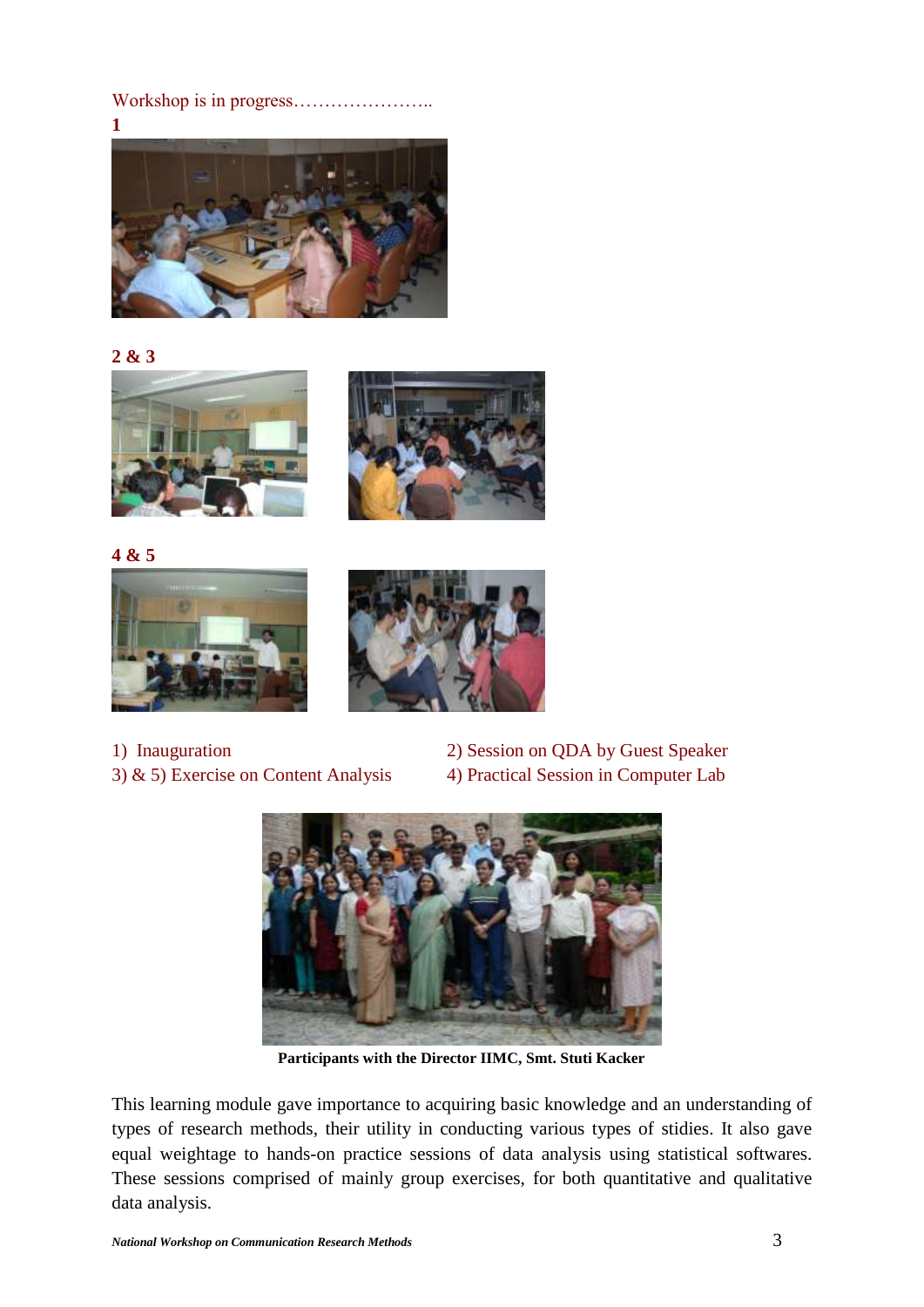Workshop is in progress…………………..

**1**

**2 & 3**

**4 & 5**

1) Inauguration

2) Session on QDA by Guest Speaker

3) & 5) Exercise on Content Analysis

4) Practical Session in Computer Lab

**Participants with the Director IIMC, Smt. Stuti Kacker**

This learning module gave importance to acquiring basic knowledge and an understanding of types of research methods, their utility in conducting various types of stidies. It also gave equal weightage to hands-on practice sessions of data analysis using statistical softwares. These sessions comprised of mainly group exercises, for both quantitative and qualitative data analysis.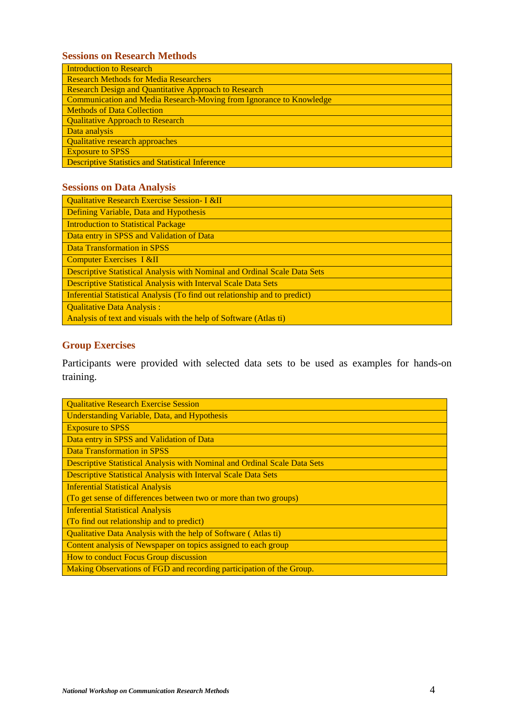### Sessions on Research Methods

| |
|---|
| Introduction to Research |
| Research Methods for Media Researchers |
| Research Design and Quantitative Approach to Research |
| Communication and Media Research-Moving from Ignorance to Knowledge |
| Methods of Data Collection |
| Qualitative Approach to Research |
| Data analysis |
| Qualitative research approaches |
| Exposure to SPSS |
| Descriptive Statistics and Statistical Inference |

### Sessions on Data Analysis

| |
|---|
| Qualitative Research Exercise Session- I &II |
| Defining Variable, Data and Hypothesis |
| Introduction to Statistical Package |
| Data entry in SPSS and Validation of Data |
| Data Transformation in SPSS |
| Computer Exercises I &II |
| Descriptive Statistical Analysis with Nominal and Ordinal Scale Data Sets |
| Descriptive Statistical Analysis with Interval Scale Data Sets |
| Inferential Statistical Analysis (To find out relationship and to predict) |
| Qualitative Data Analysis : Analysis of text and visuals with the help of Software (Atlas ti) |

### Group Exercises

Participants were provided with selected data sets to be used as examples for hands-on training.

| |
|---|
| Qualitative Research Exercise Session |
| Understanding Variable, Data, and Hypothesis |
| Exposure to SPSS |
| Data entry in SPSS and Validation of Data |
| Data Transformation in SPSS |
| Descriptive Statistical Analysis with Nominal and Ordinal Scale Data Sets |
| Descriptive Statistical Analysis with Interval Scale Data Sets |
| Inferential Statistical Analysis (To get sense of differences between two or more than two groups) |
| Inferential Statistical Analysis (To find out relationship and to predict) |
| Qualitative Data Analysis with the help of Software ( Atlas ti) |
| Content analysis of Newspaper on topics assigned to each group |
| How to conduct Focus Group discussion |
| Making Observations of FGD and recording participation of the Group. |